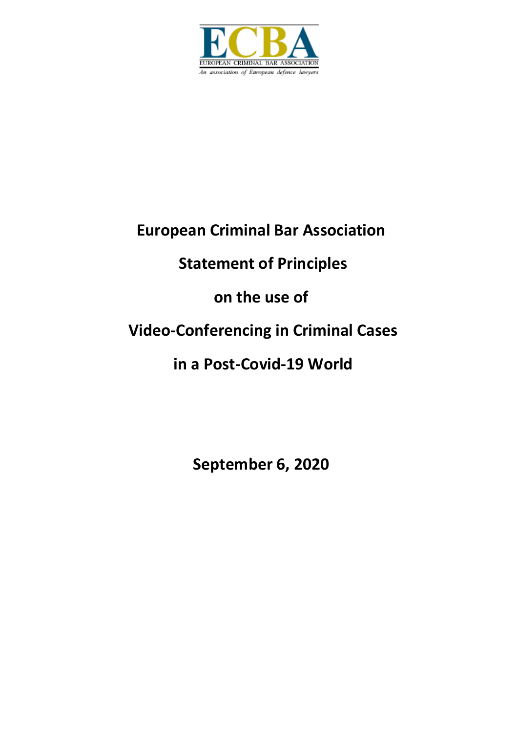ECBA

EUROPEAN CRIMINAL BAR ASSOCIATION

*An association of European defence lawyers*

# European Criminal Bar Association

# Statement of Principles

# on the use of

# Video-Conferencing in Criminal Cases

# in a Post-Covid-19 World

**September 6, 2020**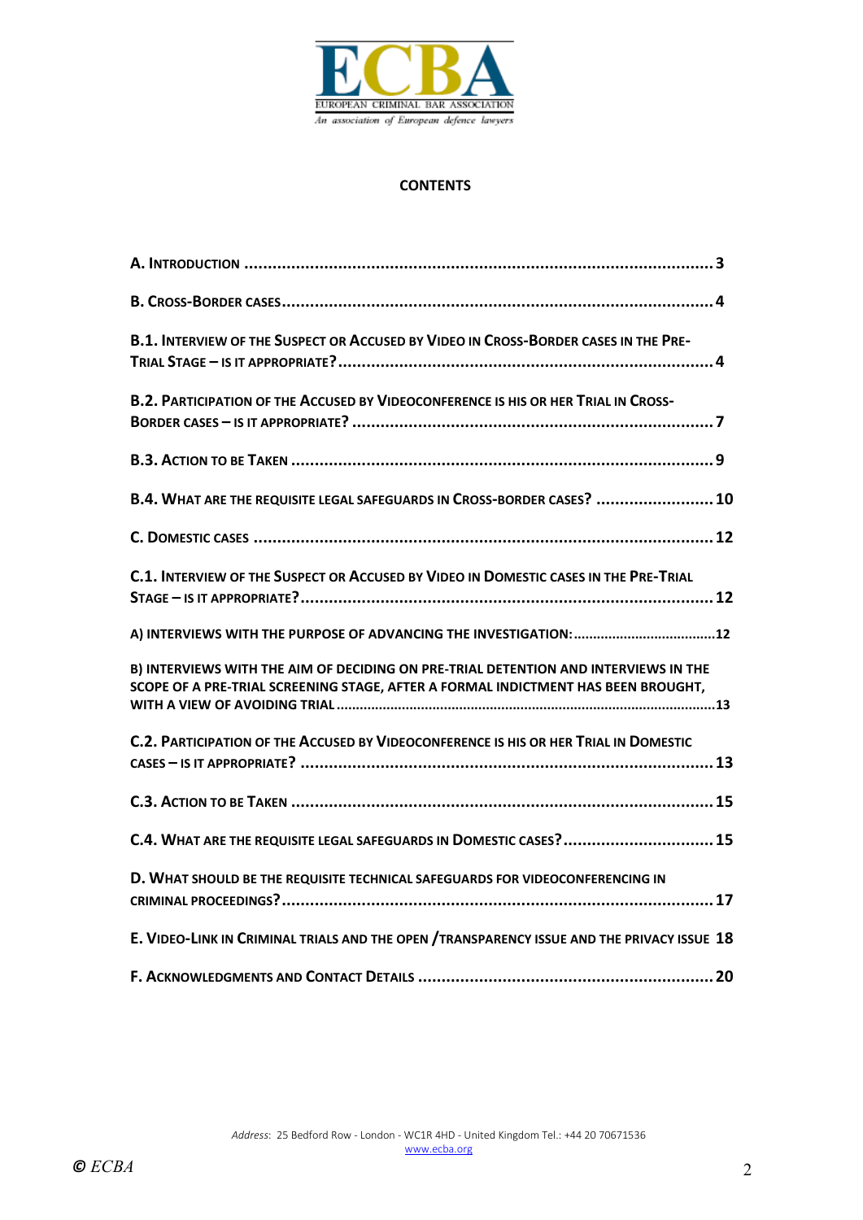## CONTENTS

A. INTRODUCTION ........................................................................................... 3

B. CROSS-BORDER CASES.................................................................................. 4

B.1. INTERVIEW OF THE SUSPECT OR ACCUSED BY VIDEO IN CROSS-BORDER CASES IN THE PRE-TRIAL STAGE – IS IT APPROPRIATE? ........................................................................... 4

B.2. PARTICIPATION OF THE ACCUSED BY VIDEOCONFERENCE IS HIS OR HER TRIAL IN CROSS-BORDER CASES – IS IT APPROPRIATE? ....................................................................... 7

B.3. ACTION TO BE TAKEN ................................................................................ 9

B.4. WHAT ARE THE REQUISITE LEGAL SAFEGUARDS IN CROSS-BORDER CASES? ......................... 10

C. DOMESTIC CASES ....................................................................................... 12

C.1. INTERVIEW OF THE SUSPECT OR ACCUSED BY VIDEO IN DOMESTIC CASES IN THE PRE-TRIAL STAGE – IS IT APPROPRIATE?......................................................................... 12

A) INTERVIEWS WITH THE PURPOSE OF ADVANCING THE INVESTIGATION:....................................12

B) INTERVIEWS WITH THE AIM OF DECIDING ON PRE-TRIAL DETENTION AND INTERVIEWS IN THE SCOPE OF A PRE-TRIAL SCREENING STAGE, AFTER A FORMAL INDICTMENT HAS BEEN BROUGHT, WITH A VIEW OF AVOIDING TRIAL ...........................................................................................13

C.2. PARTICIPATION OF THE ACCUSED BY VIDEOCONFERENCE IS HIS OR HER TRIAL IN DOMESTIC CASES – IS IT APPROPRIATE? ......................................................................... 13

C.3. ACTION TO BE TAKEN ............................................................................. 15

C.4. WHAT ARE THE REQUISITE LEGAL SAFEGUARDS IN DOMESTIC CASES? ................................ 15

D. WHAT SHOULD BE THE REQUISITE TECHNICAL SAFEGUARDS FOR VIDEOCONFERENCING IN CRIMINAL PROCEEDINGS?............................................................................ 17

E. VIDEO-LINK IN CRIMINAL TRIALS AND THE OPEN /TRANSPARENCY ISSUE AND THE PRIVACY ISSUE 18

F. ACKNOWLEDGMENTS AND CONTACT DETAILS ............................................................ 20

*Address*: 25 Bedford Row - London - WC1R 4HD - United Kingdom Tel.: +44 20 70671536
www.ecba.org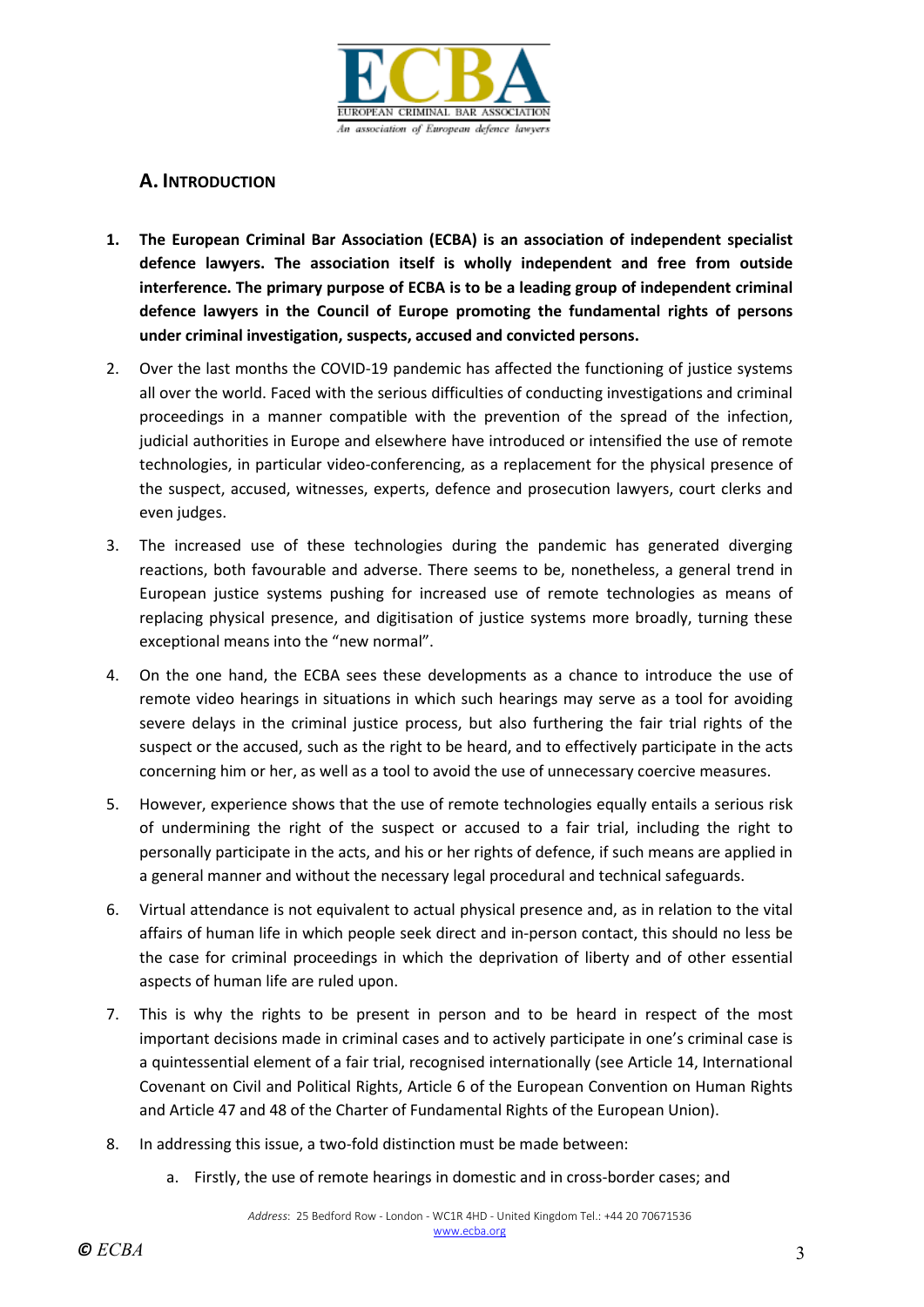## A. INTRODUCTION

1. **The European Criminal Bar Association (ECBA) is an association of independent specialist defence lawyers. The association itself is wholly independent and free from outside interference. The primary purpose of ECBA is to be a leading group of independent criminal defence lawyers in the Council of Europe promoting the fundamental rights of persons under criminal investigation, suspects, accused and convicted persons.**

2. Over the last months the COVID-19 pandemic has affected the functioning of justice systems all over the world. Faced with the serious difficulties of conducting investigations and criminal proceedings in a manner compatible with the prevention of the spread of the infection, judicial authorities in Europe and elsewhere have introduced or intensified the use of remote technologies, in particular video-conferencing, as a replacement for the physical presence of the suspect, accused, witnesses, experts, defence and prosecution lawyers, court clerks and even judges.

3. The increased use of these technologies during the pandemic has generated diverging reactions, both favourable and adverse. There seems to be, nonetheless, a general trend in European justice systems pushing for increased use of remote technologies as means of replacing physical presence, and digitisation of justice systems more broadly, turning these exceptional means into the "new normal".

4. On the one hand, the ECBA sees these developments as a chance to introduce the use of remote video hearings in situations in which such hearings may serve as a tool for avoiding severe delays in the criminal justice process, but also furthering the fair trial rights of the suspect or the accused, such as the right to be heard, and to effectively participate in the acts concerning him or her, as well as a tool to avoid the use of unnecessary coercive measures.

5. However, experience shows that the use of remote technologies equally entails a serious risk of undermining the right of the suspect or accused to a fair trial, including the right to personally participate in the acts, and his or her rights of defence, if such means are applied in a general manner and without the necessary legal procedural and technical safeguards.

6. Virtual attendance is not equivalent to actual physical presence and, as in relation to the vital affairs of human life in which people seek direct and in-person contact, this should no less be the case for criminal proceedings in which the deprivation of liberty and of other essential aspects of human life are ruled upon.

7. This is why the rights to be present in person and to be heard in respect of the most important decisions made in criminal cases and to actively participate in one's criminal case is a quintessential element of a fair trial, recognised internationally (see Article 14, International Covenant on Civil and Political Rights, Article 6 of the European Convention on Human Rights and Article 47 and 48 of the Charter of Fundamental Rights of the European Union).

8. In addressing this issue, a two-fold distinction must be made between:

   a. Firstly, the use of remote hearings in domestic and in cross-border cases; and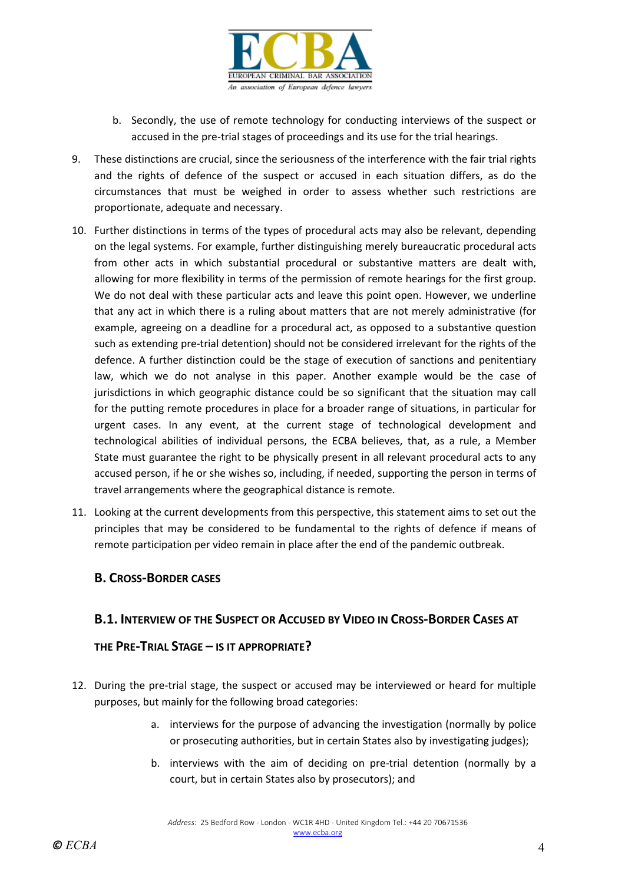b. Secondly, the use of remote technology for conducting interviews of the suspect or accused in the pre-trial stages of proceedings and its use for the trial hearings.

9. These distinctions are crucial, since the seriousness of the interference with the fair trial rights and the rights of defence of the suspect or accused in each situation differs, as do the circumstances that must be weighed in order to assess whether such restrictions are proportionate, adequate and necessary.

10. Further distinctions in terms of the types of procedural acts may also be relevant, depending on the legal systems. For example, further distinguishing merely bureaucratic procedural acts from other acts in which substantial procedural or substantive matters are dealt with, allowing for more flexibility in terms of the permission of remote hearings for the first group. We do not deal with these particular acts and leave this point open. However, we underline that any act in which there is a ruling about matters that are not merely administrative (for example, agreeing on a deadline for a procedural act, as opposed to a substantive question such as extending pre-trial detention) should not be considered irrelevant for the rights of the defence. A further distinction could be the stage of execution of sanctions and penitentiary law, which we do not analyse in this paper. Another example would be the case of jurisdictions in which geographic distance could be so significant that the situation may call for the putting remote procedures in place for a broader range of situations, in particular for urgent cases. In any event, at the current stage of technological development and technological abilities of individual persons, the ECBA believes, that, as a rule, a Member State must guarantee the right to be physically present in all relevant procedural acts to any accused person, if he or she wishes so, including, if needed, supporting the person in terms of travel arrangements where the geographical distance is remote.

11. Looking at the current developments from this perspective, this statement aims to set out the principles that may be considered to be fundamental to the rights of defence if means of remote participation per video remain in place after the end of the pandemic outbreak.

## B. Cross-Border Cases

### B.1. Interview of the Suspect or Accused by Video in Cross-Border Cases at the Pre-Trial Stage – Is it Appropriate?

12. During the pre-trial stage, the suspect or accused may be interviewed or heard for multiple purposes, but mainly for the following broad categories:

    a. interviews for the purpose of advancing the investigation (normally by police or prosecuting authorities, but in certain States also by investigating judges);

    b. interviews with the aim of deciding on pre-trial detention (normally by a court, but in certain States also by prosecutors); and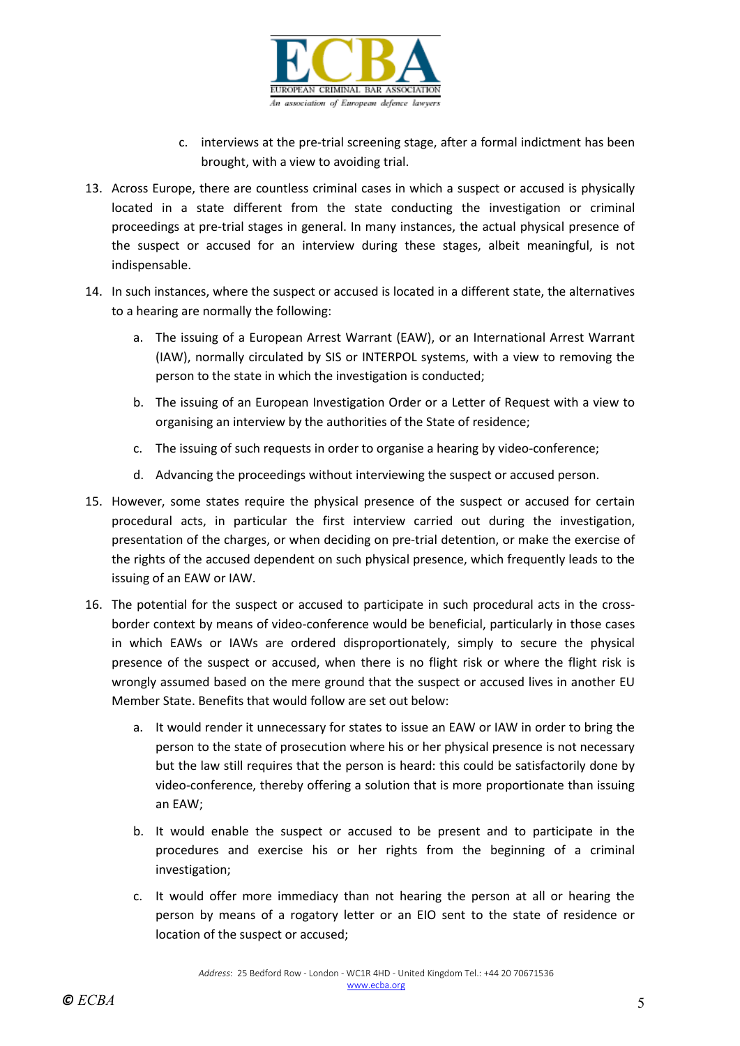c. interviews at the pre-trial screening stage, after a formal indictment has been brought, with a view to avoiding trial.

13. Across Europe, there are countless criminal cases in which a suspect or accused is physically located in a state different from the state conducting the investigation or criminal proceedings at pre-trial stages in general. In many instances, the actual physical presence of the suspect or accused for an interview during these stages, albeit meaningful, is not indispensable.

14. In such instances, where the suspect or accused is located in a different state, the alternatives to a hearing are normally the following:

    a. The issuing of a European Arrest Warrant (EAW), or an International Arrest Warrant (IAW), normally circulated by SIS or INTERPOL systems, with a view to removing the person to the state in which the investigation is conducted;

    b. The issuing of an European Investigation Order or a Letter of Request with a view to organising an interview by the authorities of the State of residence;

    c. The issuing of such requests in order to organise a hearing by video-conference;

    d. Advancing the proceedings without interviewing the suspect or accused person.

15. However, some states require the physical presence of the suspect or accused for certain procedural acts, in particular the first interview carried out during the investigation, presentation of the charges, or when deciding on pre-trial detention, or make the exercise of the rights of the accused dependent on such physical presence, which frequently leads to the issuing of an EAW or IAW.

16. The potential for the suspect or accused to participate in such procedural acts in the cross-border context by means of video-conference would be beneficial, particularly in those cases in which EAWs or IAWs are ordered disproportionately, simply to secure the physical presence of the suspect or accused, when there is no flight risk or where the flight risk is wrongly assumed based on the mere ground that the suspect or accused lives in another EU Member State. Benefits that would follow are set out below:

    a. It would render it unnecessary for states to issue an EAW or IAW in order to bring the person to the state of prosecution where his or her physical presence is not necessary but the law still requires that the person is heard: this could be satisfactorily done by video-conference, thereby offering a solution that is more proportionate than issuing an EAW;

    b. It would enable the suspect or accused to be present and to participate in the procedures and exercise his or her rights from the beginning of a criminal investigation;

    c. It would offer more immediacy than not hearing the person at all or hearing the person by means of a rogatory letter or an EIO sent to the state of residence or location of the suspect or accused;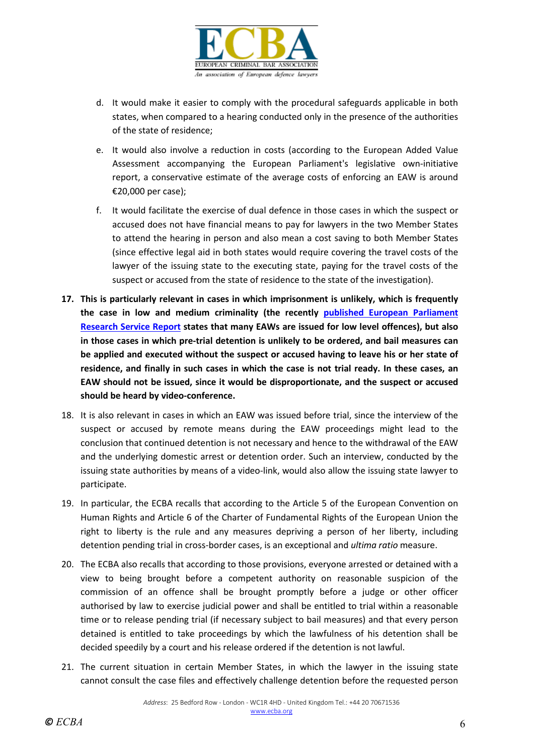d. It would make it easier to comply with the procedural safeguards applicable in both states, when compared to a hearing conducted only in the presence of the authorities of the state of residence;

e. It would also involve a reduction in costs (according to the European Added Value Assessment accompanying the European Parliament's legislative own-initiative report, a conservative estimate of the average costs of enforcing an EAW is around €20,000 per case);

f. It would facilitate the exercise of dual defence in those cases in which the suspect or accused does not have financial means to pay for lawyers in the two Member States to attend the hearing in person and also mean a cost saving to both Member States (since effective legal aid in both states would require covering the travel costs of the lawyer of the issuing state to the executing state, paying for the travel costs of the suspect or accused from the state of residence to the state of the investigation).

17. **This is particularly relevant in cases in which imprisonment is unlikely, which is frequently the case in low and medium criminality (the recently [published European Parliament Research Service Report]() states that many EAWs are issued for low level offences), but also in those cases in which pre-trial detention is unlikely to be ordered, and bail measures can be applied and executed without the suspect or accused having to leave his or her state of residence, and finally in such cases in which the case is not trial ready. In these cases, an EAW should not be issued, since it would be disproportionate, and the suspect or accused should be heard by video-conference.**

18. It is also relevant in cases in which an EAW was issued before trial, since the interview of the suspect or accused by remote means during the EAW proceedings might lead to the conclusion that continued detention is not necessary and hence to the withdrawal of the EAW and the underlying domestic arrest or detention order. Such an interview, conducted by the issuing state authorities by means of a video-link, would also allow the issuing state lawyer to participate.

19. In particular, the ECBA recalls that according to the Article 5 of the European Convention on Human Rights and Article 6 of the Charter of Fundamental Rights of the European Union the right to liberty is the rule and any measures depriving a person of her liberty, including detention pending trial in cross-border cases, is an exceptional and *ultima ratio* measure.

20. The ECBA also recalls that according to those provisions, everyone arrested or detained with a view to being brought before a competent authority on reasonable suspicion of the commission of an offence shall be brought promptly before a judge or other officer authorised by law to exercise judicial power and shall be entitled to trial within a reasonable time or to release pending trial (if necessary subject to bail measures) and that every person detained is entitled to take proceedings by which the lawfulness of his detention shall be decided speedily by a court and his release ordered if the detention is not lawful.

21. The current situation in certain Member States, in which the lawyer in the issuing state cannot consult the case files and effectively challenge detention before the requested person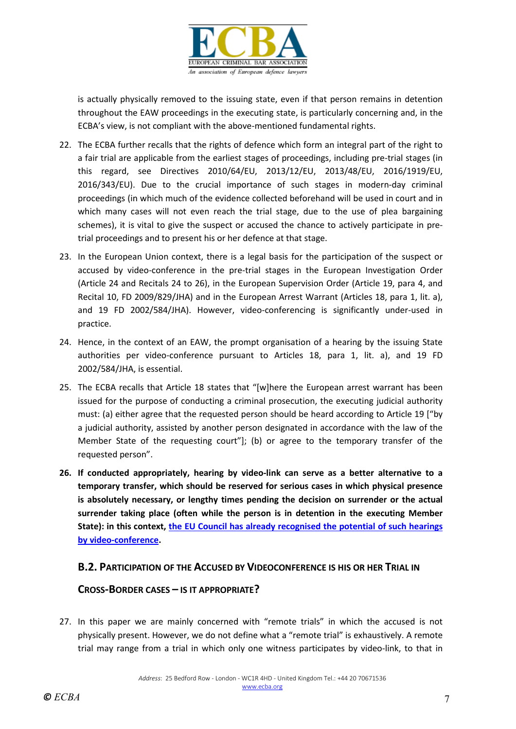is actually physically removed to the issuing state, even if that person remains in detention throughout the EAW proceedings in the executing state, is particularly concerning and, in the ECBA's view, is not compliant with the above-mentioned fundamental rights.

22. The ECBA further recalls that the rights of defence which form an integral part of the right to a fair trial are applicable from the earliest stages of proceedings, including pre-trial stages (in this regard, see Directives 2010/64/EU, 2013/12/EU, 2013/48/EU, 2016/1919/EU, 2016/343/EU). Due to the crucial importance of such stages in modern-day criminal proceedings (in which much of the evidence collected beforehand will be used in court and in which many cases will not even reach the trial stage, due to the use of plea bargaining schemes), it is vital to give the suspect or accused the chance to actively participate in pre-trial proceedings and to present his or her defence at that stage.

23. In the European Union context, there is a legal basis for the participation of the suspect or accused by video-conference in the pre-trial stages in the European Investigation Order (Article 24 and Recitals 24 to 26), in the European Supervision Order (Article 19, para 4, and Recital 10, FD 2009/829/JHA) and in the European Arrest Warrant (Articles 18, para 1, lit. a), and 19 FD 2002/584/JHA). However, video-conferencing is significantly under-used in practice.

24. Hence, in the context of an EAW, the prompt organisation of a hearing by the issuing State authorities per video-conference pursuant to Articles 18, para 1, lit. a), and 19 FD 2002/584/JHA, is essential.

25. The ECBA recalls that Article 18 states that "[w]here the European arrest warrant has been issued for the purpose of conducting a criminal prosecution, the executing judicial authority must: (a) either agree that the requested person should be heard according to Article 19 ["by a judicial authority, assisted by another person designated in accordance with the law of the Member State of the requesting court"]; (b) or agree to the temporary transfer of the requested person".

26. **If conducted appropriately, hearing by video-link can serve as a better alternative to a temporary transfer, which should be reserved for serious cases in which physical presence is absolutely necessary, or lengthy times pending the decision on surrender or the actual surrender taking place (often while the person is in detention in the executing Member State): in this context, the EU Council has already recognised the potential of such hearings by video-conference.**

## B.2. Participation of the Accused by Videoconference is his or her Trial in Cross-Border cases – is it appropriate?

27. In this paper we are mainly concerned with "remote trials" in which the accused is not physically present. However, we do not define what a "remote trial" is exhaustively. A remote trial may range from a trial in which only one witness participates by video-link, to that in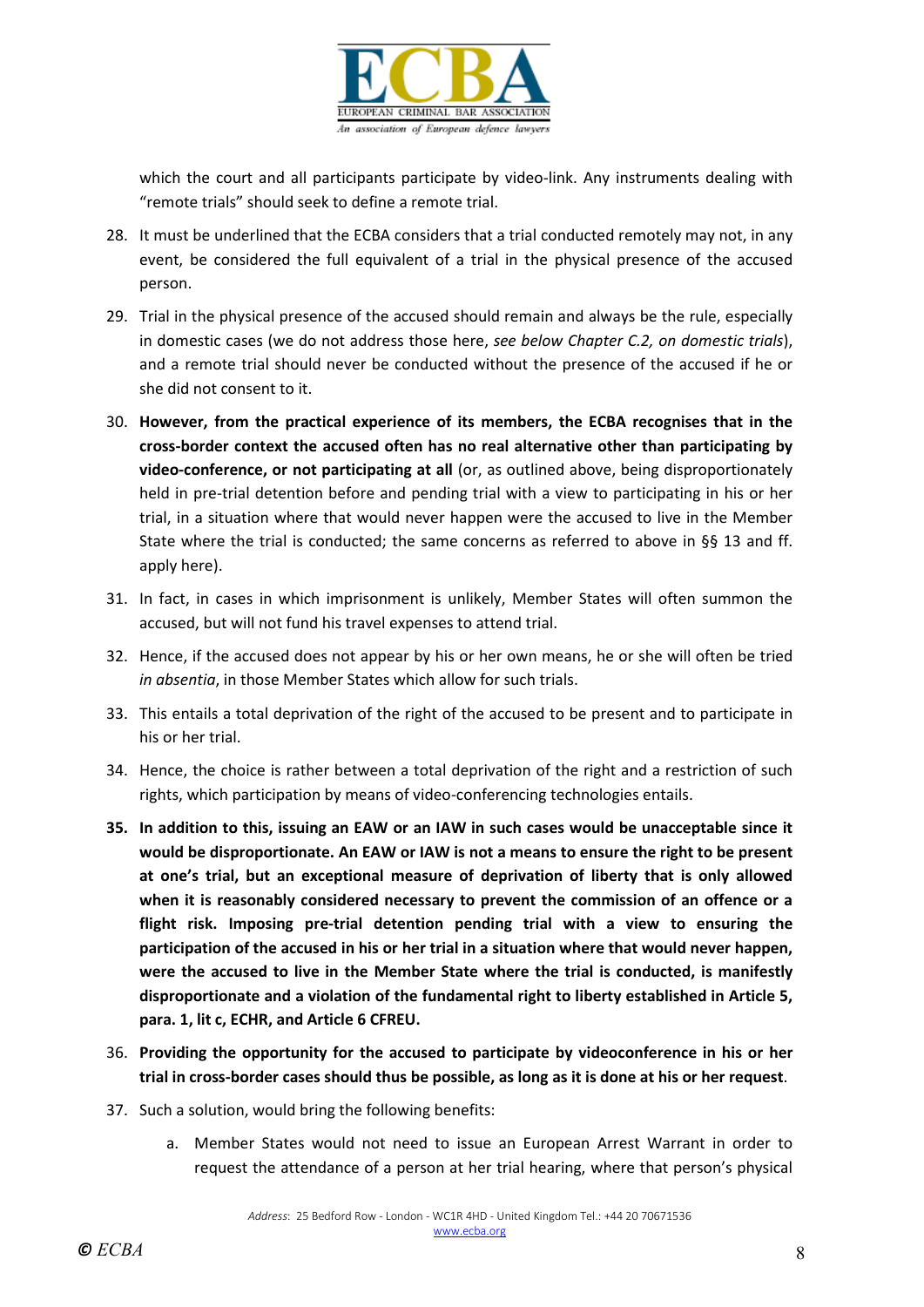which the court and all participants participate by video-link. Any instruments dealing with “remote trials” should seek to define a remote trial.

28. It must be underlined that the ECBA considers that a trial conducted remotely may not, in any event, be considered the full equivalent of a trial in the physical presence of the accused person.

29. Trial in the physical presence of the accused should remain and always be the rule, especially in domestic cases (we do not address those here, *see below Chapter C.2, on domestic trials*), and a remote trial should never be conducted without the presence of the accused if he or she did not consent to it.

30. **However, from the practical experience of its members, the ECBA recognises that in the cross-border context the accused often has no real alternative other than participating by video-conference, or not participating at all** (or, as outlined above, being disproportionately held in pre-trial detention before and pending trial with a view to participating in his or her trial, in a situation where that would never happen were the accused to live in the Member State where the trial is conducted; the same concerns as referred to above in §§ 13 and ff. apply here).

31. In fact, in cases in which imprisonment is unlikely, Member States will often summon the accused, but will not fund his travel expenses to attend trial.

32. Hence, if the accused does not appear by his or her own means, he or she will often be tried *in absentia*, in those Member States which allow for such trials.

33. This entails a total deprivation of the right of the accused to be present and to participate in his or her trial.

34. Hence, the choice is rather between a total deprivation of the right and a restriction of such rights, which participation by means of video-conferencing technologies entails.

35. **In addition to this, issuing an EAW or an IAW in such cases would be unacceptable since it would be disproportionate. An EAW or IAW is not a means to ensure the right to be present at one's trial, but an exceptional measure of deprivation of liberty that is only allowed when it is reasonably considered necessary to prevent the commission of an offence or a flight risk. Imposing pre-trial detention pending trial with a view to ensuring the participation of the accused in his or her trial in a situation where that would never happen, were the accused to live in the Member State where the trial is conducted, is manifestly disproportionate and a violation of the fundamental right to liberty established in Article 5, para. 1, lit c, ECHR, and Article 6 CFREU.**

36. **Providing the opportunity for the accused to participate by videoconference in his or her trial in cross-border cases should thus be possible, as long as it is done at his or her request**.

37. Such a solution, would bring the following benefits:

    a. Member States would not need to issue an European Arrest Warrant in order to request the attendance of a person at her trial hearing, where that person's physical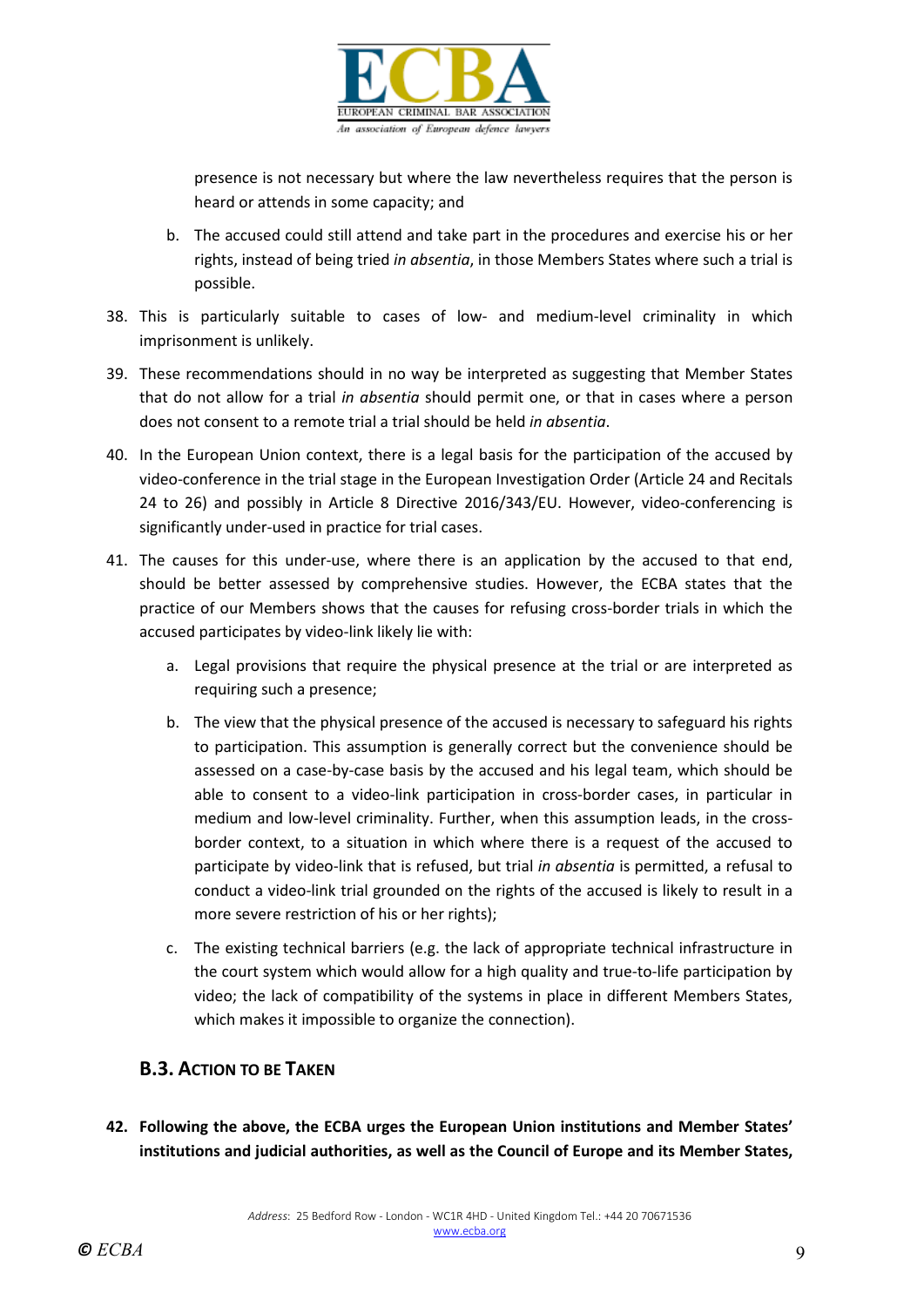presence is not necessary but where the law nevertheless requires that the person is heard or attends in some capacity; and

b. The accused could still attend and take part in the procedures and exercise his or her rights, instead of being tried *in absentia*, in those Members States where such a trial is possible.

38. This is particularly suitable to cases of low- and medium-level criminality in which imprisonment is unlikely.

39. These recommendations should in no way be interpreted as suggesting that Member States that do not allow for a trial *in absentia* should permit one, or that in cases where a person does not consent to a remote trial a trial should be held *in absentia*.

40. In the European Union context, there is a legal basis for the participation of the accused by video-conference in the trial stage in the European Investigation Order (Article 24 and Recitals 24 to 26) and possibly in Article 8 Directive 2016/343/EU. However, video-conferencing is significantly under-used in practice for trial cases.

41. The causes for this under-use, where there is an application by the accused to that end, should be better assessed by comprehensive studies. However, the ECBA states that the practice of our Members shows that the causes for refusing cross-border trials in which the accused participates by video-link likely lie with:

    a. Legal provisions that require the physical presence at the trial or are interpreted as requiring such a presence;

    b. The view that the physical presence of the accused is necessary to safeguard his rights to participation. This assumption is generally correct but the convenience should be assessed on a case-by-case basis by the accused and his legal team, which should be able to consent to a video-link participation in cross-border cases, in particular in medium and low-level criminality. Further, when this assumption leads, in the cross-border context, to a situation in which where there is a request of the accused to participate by video-link that is refused, but trial *in absentia* is permitted, a refusal to conduct a video-link trial grounded on the rights of the accused is likely to result in a more severe restriction of his or her rights);

    c. The existing technical barriers (e.g. the lack of appropriate technical infrastructure in the court system which would allow for a high quality and true-to-life participation by video; the lack of compatibility of the systems in place in different Members States, which makes it impossible to organize the connection).

### B.3. Action to be Taken

**42. Following the above, the ECBA urges the European Union institutions and Member States' institutions and judicial authorities, as well as the Council of Europe and its Member States,**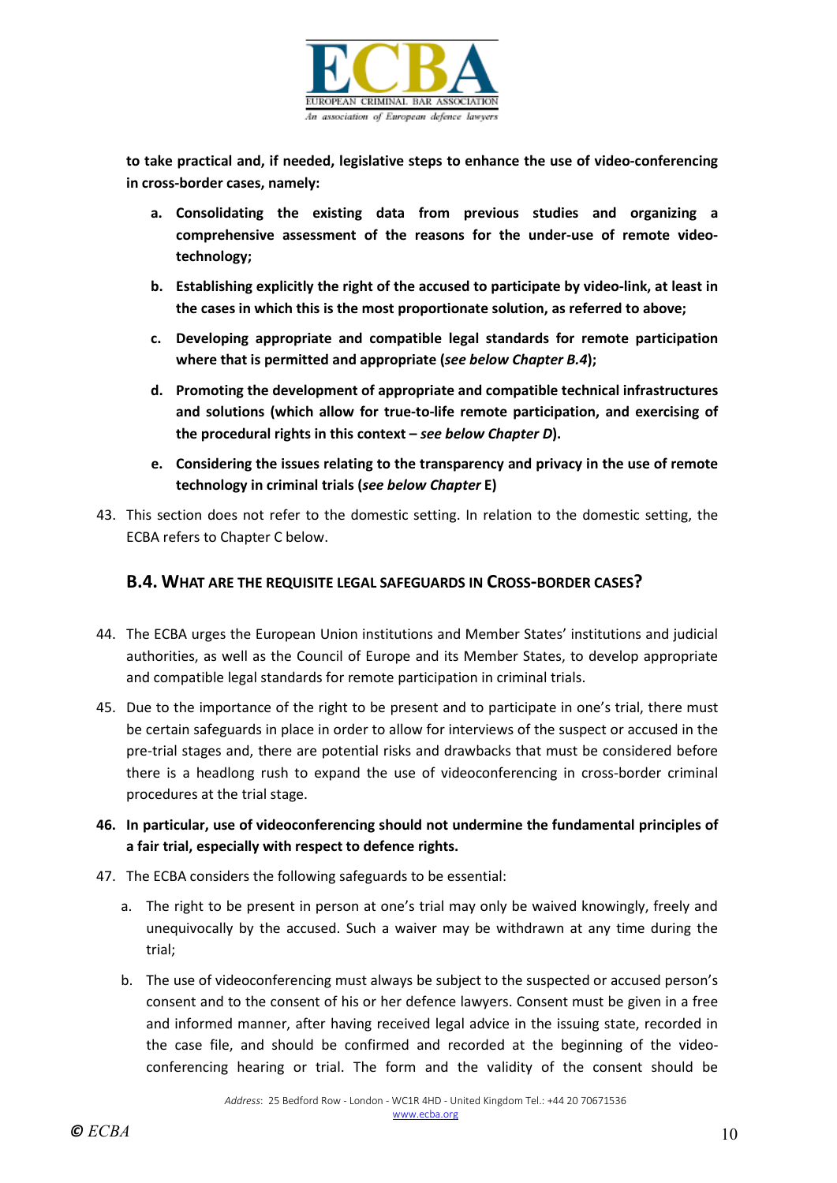**to take practical and, if needed, legislative steps to enhance the use of video-conferencing in cross-border cases, namely:**

**a. Consolidating the existing data from previous studies and organizing a comprehensive assessment of the reasons for the under-use of remote video-technology;**

**b. Establishing explicitly the right of the accused to participate by video-link, at least in the cases in which this is the most proportionate solution, as referred to above;**

**c. Developing appropriate and compatible legal standards for remote participation where that is permitted and appropriate (*see below Chapter B.4*);**

**d. Promoting the development of appropriate and compatible technical infrastructures and solutions (which allow for true-to-life remote participation, and exercising of the procedural rights in this context – *see below Chapter D*).**

**e. Considering the issues relating to the transparency and privacy in the use of remote technology in criminal trials (*see below Chapter* E)**

43. This section does not refer to the domestic setting. In relation to the domestic setting, the ECBA refers to Chapter C below.

## B.4. WHAT ARE THE REQUISITE LEGAL SAFEGUARDS IN CROSS-BORDER CASES?

44. The ECBA urges the European Union institutions and Member States' institutions and judicial authorities, as well as the Council of Europe and its Member States, to develop appropriate and compatible legal standards for remote participation in criminal trials.

45. Due to the importance of the right to be present and to participate in one's trial, there must be certain safeguards in place in order to allow for interviews of the suspect or accused in the pre-trial stages and, there are potential risks and drawbacks that must be considered before there is a headlong rush to expand the use of videoconferencing in cross-border criminal procedures at the trial stage.

**46. In particular, use of videoconferencing should not undermine the fundamental principles of a fair trial, especially with respect to defence rights.**

47. The ECBA considers the following safeguards to be essential:

   a. The right to be present in person at one's trial may only be waived knowingly, freely and unequivocally by the accused. Such a waiver may be withdrawn at any time during the trial;

   b. The use of videoconferencing must always be subject to the suspected or accused person's consent and to the consent of his or her defence lawyers. Consent must be given in a free and informed manner, after having received legal advice in the issuing state, recorded in the case file, and should be confirmed and recorded at the beginning of the video-conferencing hearing or trial. The form and the validity of the consent should be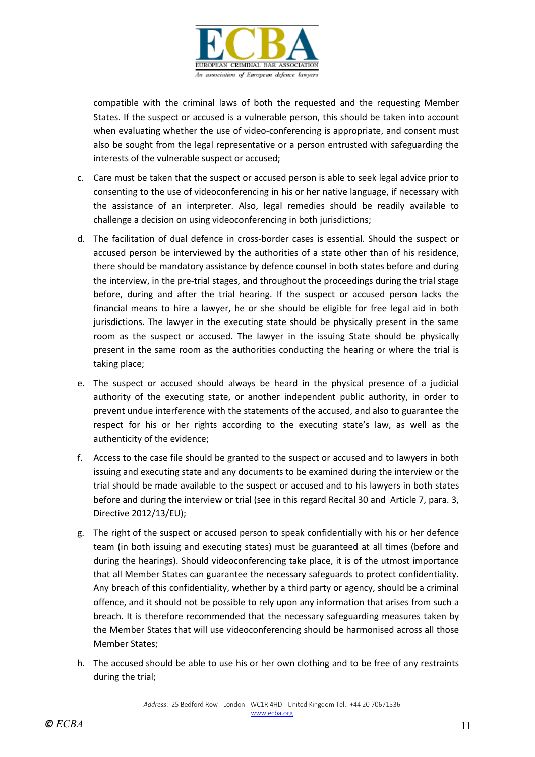compatible with the criminal laws of both the requested and the requesting Member States. If the suspect or accused is a vulnerable person, this should be taken into account when evaluating whether the use of video-conferencing is appropriate, and consent must also be sought from the legal representative or a person entrusted with safeguarding the interests of the vulnerable suspect or accused;

c. Care must be taken that the suspect or accused person is able to seek legal advice prior to consenting to the use of videoconferencing in his or her native language, if necessary with the assistance of an interpreter. Also, legal remedies should be readily available to challenge a decision on using videoconferencing in both jurisdictions;

d. The facilitation of dual defence in cross-border cases is essential. Should the suspect or accused person be interviewed by the authorities of a state other than of his residence, there should be mandatory assistance by defence counsel in both states before and during the interview, in the pre-trial stages, and throughout the proceedings during the trial stage before, during and after the trial hearing. If the suspect or accused person lacks the financial means to hire a lawyer, he or she should be eligible for free legal aid in both jurisdictions. The lawyer in the executing state should be physically present in the same room as the suspect or accused. The lawyer in the issuing State should be physically present in the same room as the authorities conducting the hearing or where the trial is taking place;

e. The suspect or accused should always be heard in the physical presence of a judicial authority of the executing state, or another independent public authority, in order to prevent undue interference with the statements of the accused, and also to guarantee the respect for his or her rights according to the executing state's law, as well as the authenticity of the evidence;

f. Access to the case file should be granted to the suspect or accused and to lawyers in both issuing and executing state and any documents to be examined during the interview or the trial should be made available to the suspect or accused and to his lawyers in both states before and during the interview or trial (see in this regard Recital 30 and Article 7, para. 3, Directive 2012/13/EU);

g. The right of the suspect or accused person to speak confidentially with his or her defence team (in both issuing and executing states) must be guaranteed at all times (before and during the hearings). Should videoconferencing take place, it is of the utmost importance that all Member States can guarantee the necessary safeguards to protect confidentiality. Any breach of this confidentiality, whether by a third party or agency, should be a criminal offence, and it should not be possible to rely upon any information that arises from such a breach. It is therefore recommended that the necessary safeguarding measures taken by the Member States that will use videoconferencing should be harmonised across all those Member States;

h. The accused should be able to use his or her own clothing and to be free of any restraints during the trial;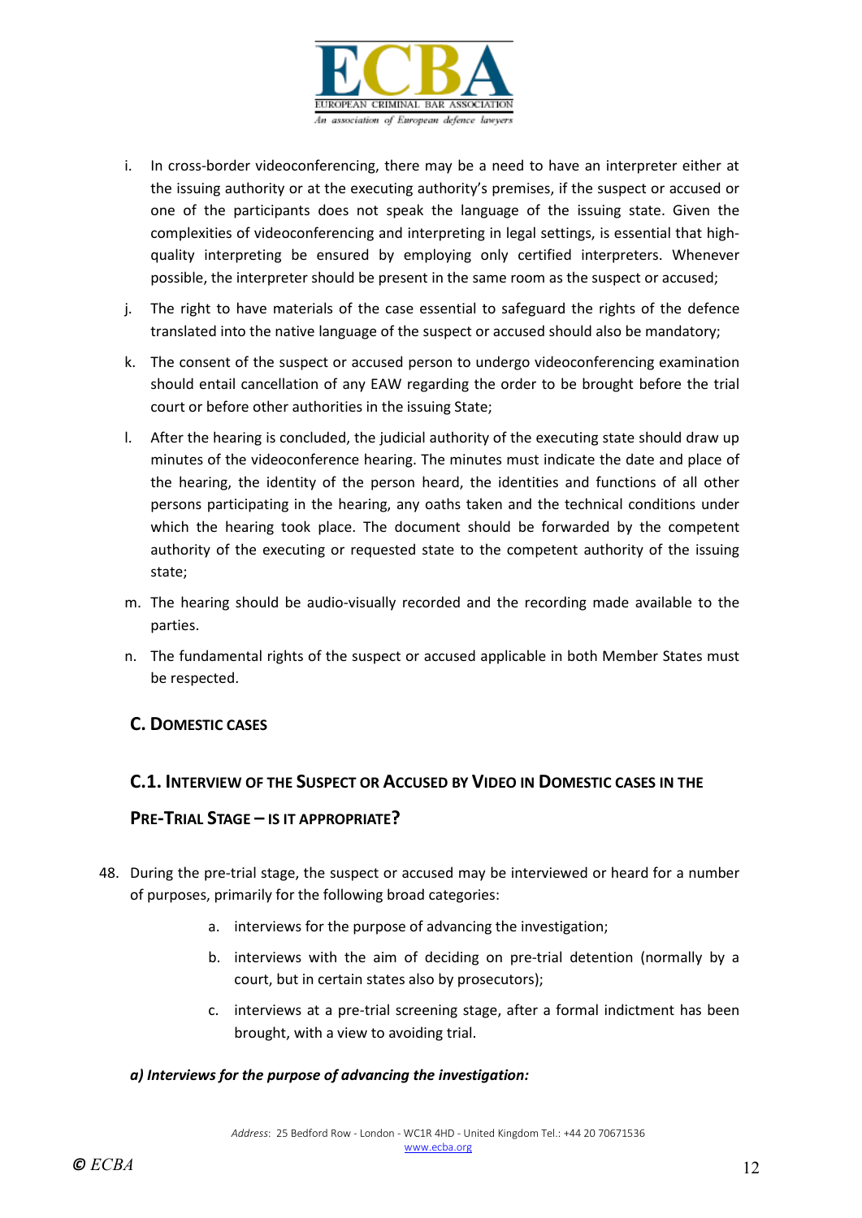i. In cross-border videoconferencing, there may be a need to have an interpreter either at the issuing authority or at the executing authority's premises, if the suspect or accused or one of the participants does not speak the language of the issuing state. Given the complexities of videoconferencing and interpreting in legal settings, is essential that high-quality interpreting be ensured by employing only certified interpreters. Whenever possible, the interpreter should be present in the same room as the suspect or accused;

j. The right to have materials of the case essential to safeguard the rights of the defence translated into the native language of the suspect or accused should also be mandatory;

k. The consent of the suspect or accused person to undergo videoconferencing examination should entail cancellation of any EAW regarding the order to be brought before the trial court or before other authorities in the issuing State;

l. After the hearing is concluded, the judicial authority of the executing state should draw up minutes of the videoconference hearing. The minutes must indicate the date and place of the hearing, the identity of the person heard, the identities and functions of all other persons participating in the hearing, any oaths taken and the technical conditions under which the hearing took place. The document should be forwarded by the competent authority of the executing or requested state to the competent authority of the issuing state;

m. The hearing should be audio-visually recorded and the recording made available to the parties.

n. The fundamental rights of the suspect or accused applicable in both Member States must be respected.

## C. Domestic cases

### C.1. Interview of the Suspect or Accused by Video in Domestic cases in the Pre-Trial Stage – is it appropriate?

48. During the pre-trial stage, the suspect or accused may be interviewed or heard for a number of purposes, primarily for the following broad categories:

    a. interviews for the purpose of advancing the investigation;

    b. interviews with the aim of deciding on pre-trial detention (normally by a court, but in certain states also by prosecutors);

    c. interviews at a pre-trial screening stage, after a formal indictment has been brought, with a view to avoiding trial.

***a) Interviews for the purpose of advancing the investigation:***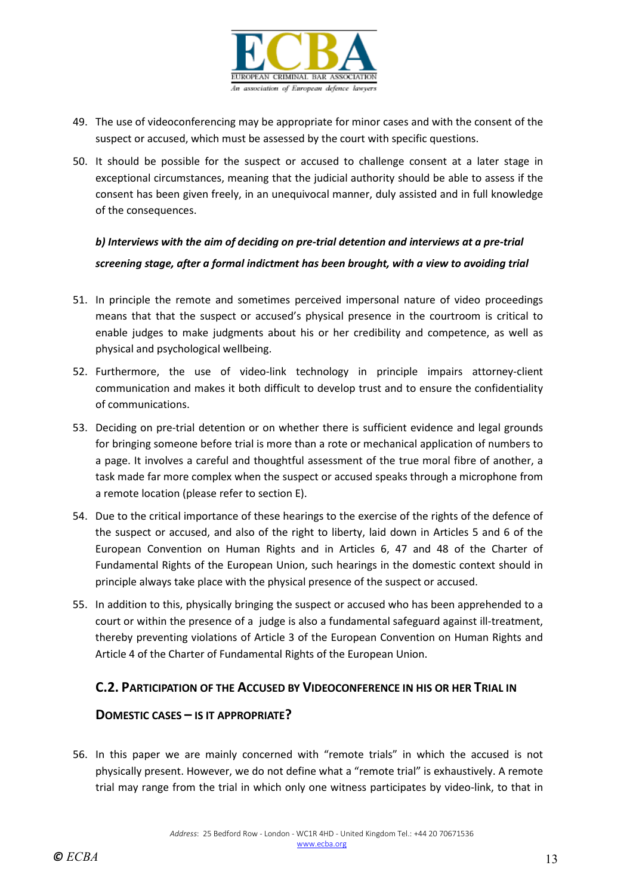49. The use of videoconferencing may be appropriate for minor cases and with the consent of the suspect or accused, which must be assessed by the court with specific questions.

50. It should be possible for the suspect or accused to challenge consent at a later stage in exceptional circumstances, meaning that the judicial authority should be able to assess if the consent has been given freely, in an unequivocal manner, duly assisted and in full knowledge of the consequences.

***b) Interviews with the aim of deciding on pre-trial detention and interviews at a pre-trial screening stage, after a formal indictment has been brought, with a view to avoiding trial***

51. In principle the remote and sometimes perceived impersonal nature of video proceedings means that that the suspect or accused's physical presence in the courtroom is critical to enable judges to make judgments about his or her credibility and competence, as well as physical and psychological wellbeing.

52. Furthermore, the use of video-link technology in principle impairs attorney-client communication and makes it both difficult to develop trust and to ensure the confidentiality of communications.

53. Deciding on pre-trial detention or on whether there is sufficient evidence and legal grounds for bringing someone before trial is more than a rote or mechanical application of numbers to a page. It involves a careful and thoughtful assessment of the true moral fibre of another, a task made far more complex when the suspect or accused speaks through a microphone from a remote location (please refer to section E).

54. Due to the critical importance of these hearings to the exercise of the rights of the defence of the suspect or accused, and also of the right to liberty, laid down in Articles 5 and 6 of the European Convention on Human Rights and in Articles 6, 47 and 48 of the Charter of Fundamental Rights of the European Union, such hearings in the domestic context should in principle always take place with the physical presence of the suspect or accused.

55. In addition to this, physically bringing the suspect or accused who has been apprehended to a court or within the presence of a judge is also a fundamental safeguard against ill-treatment, thereby preventing violations of Article 3 of the European Convention on Human Rights and Article 4 of the Charter of Fundamental Rights of the European Union.

## C.2. Participation of the Accused by Videoconference in his or her Trial in Domestic Cases – is it appropriate?

56. In this paper we are mainly concerned with "remote trials" in which the accused is not physically present. However, we do not define what a "remote trial" is exhaustively. A remote trial may range from the trial in which only one witness participates by video-link, to that in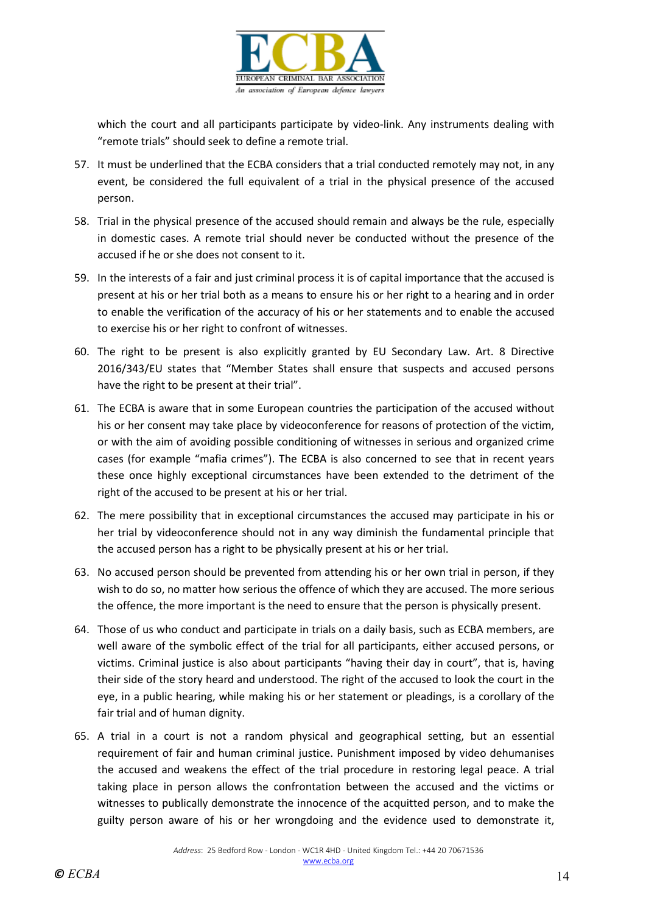which the court and all participants participate by video-link. Any instruments dealing with "remote trials" should seek to define a remote trial.

57. It must be underlined that the ECBA considers that a trial conducted remotely may not, in any event, be considered the full equivalent of a trial in the physical presence of the accused person.

58. Trial in the physical presence of the accused should remain and always be the rule, especially in domestic cases. A remote trial should never be conducted without the presence of the accused if he or she does not consent to it.

59. In the interests of a fair and just criminal process it is of capital importance that the accused is present at his or her trial both as a means to ensure his or her right to a hearing and in order to enable the verification of the accuracy of his or her statements and to enable the accused to exercise his or her right to confront of witnesses.

60. The right to be present is also explicitly granted by EU Secondary Law. Art. 8 Directive 2016/343/EU states that "Member States shall ensure that suspects and accused persons have the right to be present at their trial".

61. The ECBA is aware that in some European countries the participation of the accused without his or her consent may take place by videoconference for reasons of protection of the victim, or with the aim of avoiding possible conditioning of witnesses in serious and organized crime cases (for example "mafia crimes"). The ECBA is also concerned to see that in recent years these once highly exceptional circumstances have been extended to the detriment of the right of the accused to be present at his or her trial.

62. The mere possibility that in exceptional circumstances the accused may participate in his or her trial by videoconference should not in any way diminish the fundamental principle that the accused person has a right to be physically present at his or her trial.

63. No accused person should be prevented from attending his or her own trial in person, if they wish to do so, no matter how serious the offence of which they are accused. The more serious the offence, the more important is the need to ensure that the person is physically present.

64. Those of us who conduct and participate in trials on a daily basis, such as ECBA members, are well aware of the symbolic effect of the trial for all participants, either accused persons, or victims. Criminal justice is also about participants "having their day in court", that is, having their side of the story heard and understood. The right of the accused to look the court in the eye, in a public hearing, while making his or her statement or pleadings, is a corollary of the fair trial and of human dignity.

65. A trial in a court is not a random physical and geographical setting, but an essential requirement of fair and human criminal justice. Punishment imposed by video dehumanises the accused and weakens the effect of the trial procedure in restoring legal peace. A trial taking place in person allows the confrontation between the accused and the victims or witnesses to publically demonstrate the innocence of the acquitted person, and to make the guilty person aware of his or her wrongdoing and the evidence used to demonstrate it,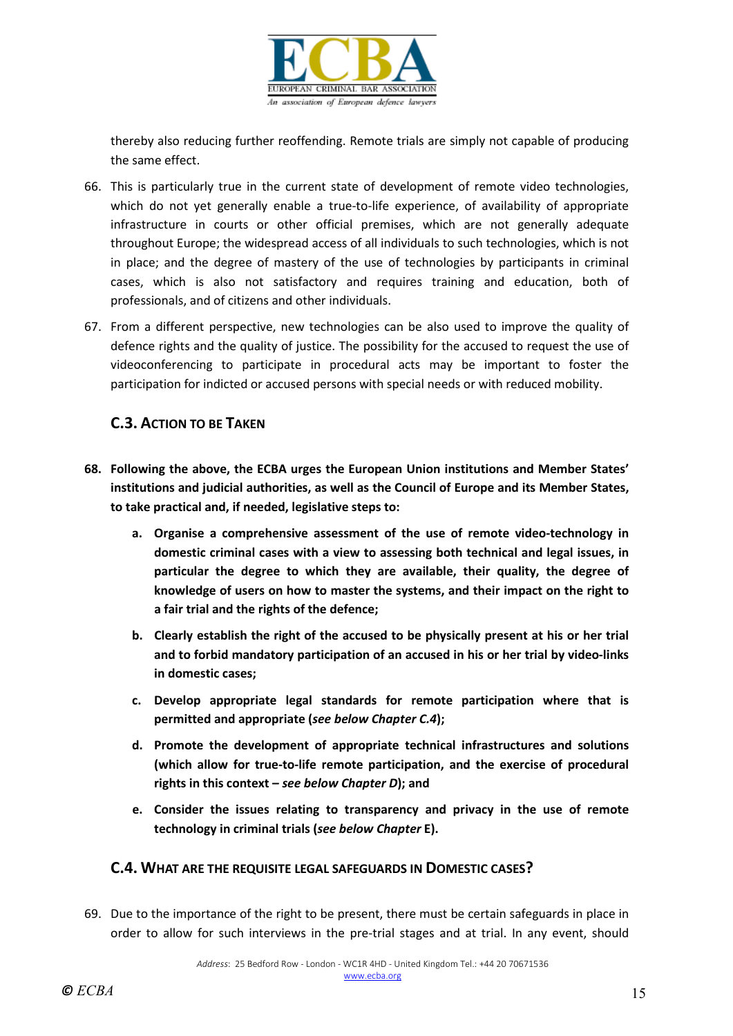thereby also reducing further reoffending. Remote trials are simply not capable of producing the same effect.

66. This is particularly true in the current state of development of remote video technologies, which do not yet generally enable a true-to-life experience, of availability of appropriate infrastructure in courts or other official premises, which are not generally adequate throughout Europe; the widespread access of all individuals to such technologies, which is not in place; and the degree of mastery of the use of technologies by participants in criminal cases, which is also not satisfactory and requires training and education, both of professionals, and of citizens and other individuals.

67. From a different perspective, new technologies can be also used to improve the quality of defence rights and the quality of justice. The possibility for the accused to request the use of videoconferencing to participate in procedural acts may be important to foster the participation for indicted or accused persons with special needs or with reduced mobility.

### C.3. Action to be Taken

**68. Following the above, the ECBA urges the European Union institutions and Member States' institutions and judicial authorities, as well as the Council of Europe and its Member States, to take practical and, if needed, legislative steps to:**

- **a. Organise a comprehensive assessment of the use of remote video-technology in domestic criminal cases with a view to assessing both technical and legal issues, in particular the degree to which they are available, their quality, the degree of knowledge of users on how to master the systems, and their impact on the right to a fair trial and the rights of the defence;**
- **b. Clearly establish the right of the accused to be physically present at his or her trial and to forbid mandatory participation of an accused in his or her trial by video-links in domestic cases;**
- **c. Develop appropriate legal standards for remote participation where that is permitted and appropriate (*see below Chapter C.4*);**
- **d. Promote the development of appropriate technical infrastructures and solutions (which allow for true-to-life remote participation, and the exercise of procedural rights in this context – *see below Chapter D*); and**
- **e. Consider the issues relating to transparency and privacy in the use of remote technology in criminal trials (*see below Chapter* E).**

### C.4. What are the Requisite Legal Safeguards in Domestic Cases?

69. Due to the importance of the right to be present, there must be certain safeguards in place in order to allow for such interviews in the pre-trial stages and at trial. In any event, should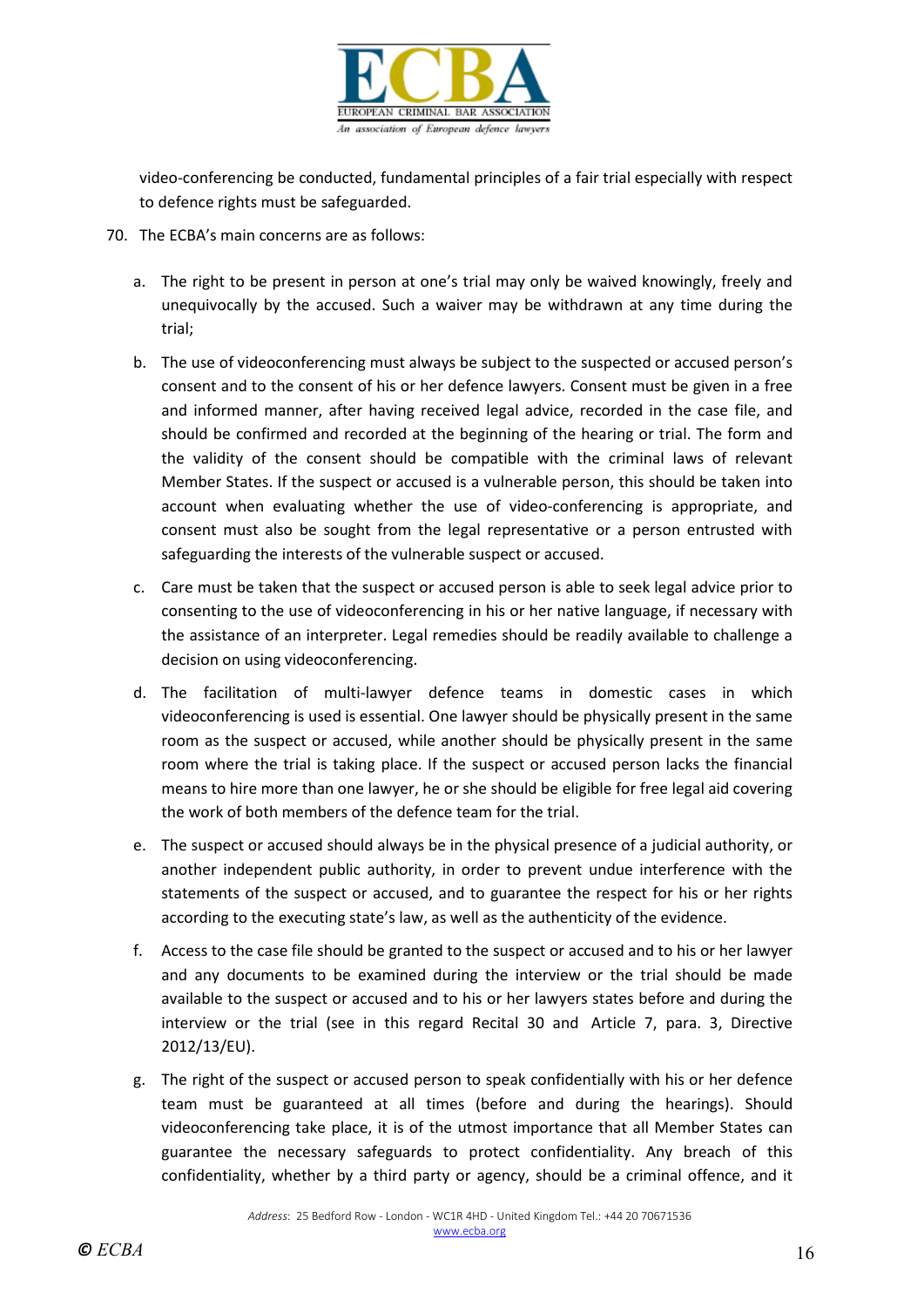video-conferencing be conducted, fundamental principles of a fair trial especially with respect to defence rights must be safeguarded.

70. The ECBA's main concerns are as follows:

    a. The right to be present in person at one's trial may only be waived knowingly, freely and unequivocally by the accused. Such a waiver may be withdrawn at any time during the trial;

    b. The use of videoconferencing must always be subject to the suspected or accused person's consent and to the consent of his or her defence lawyers. Consent must be given in a free and informed manner, after having received legal advice, recorded in the case file, and should be confirmed and recorded at the beginning of the hearing or trial. The form and the validity of the consent should be compatible with the criminal laws of relevant Member States. If the suspect or accused is a vulnerable person, this should be taken into account when evaluating whether the use of video-conferencing is appropriate, and consent must also be sought from the legal representative or a person entrusted with safeguarding the interests of the vulnerable suspect or accused.

    c. Care must be taken that the suspect or accused person is able to seek legal advice prior to consenting to the use of videoconferencing in his or her native language, if necessary with the assistance of an interpreter. Legal remedies should be readily available to challenge a decision on using videoconferencing.

    d. The facilitation of multi-lawyer defence teams in domestic cases in which videoconferencing is used is essential. One lawyer should be physically present in the same room as the suspect or accused, while another should be physically present in the same room where the trial is taking place. If the suspect or accused person lacks the financial means to hire more than one lawyer, he or she should be eligible for free legal aid covering the work of both members of the defence team for the trial.

    e. The suspect or accused should always be in the physical presence of a judicial authority, or another independent public authority, in order to prevent undue interference with the statements of the suspect or accused, and to guarantee the respect for his or her rights according to the executing state's law, as well as the authenticity of the evidence.

    f. Access to the case file should be granted to the suspect or accused and to his or her lawyer and any documents to be examined during the interview or the trial should be made available to the suspect or accused and to his or her lawyers states before and during the interview or the trial (see in this regard Recital 30 and Article 7, para. 3, Directive 2012/13/EU).

    g. The right of the suspect or accused person to speak confidentially with his or her defence team must be guaranteed at all times (before and during the hearings). Should videoconferencing take place, it is of the utmost importance that all Member States can guarantee the necessary safeguards to protect confidentiality. Any breach of this confidentiality, whether by a third party or agency, should be a criminal offence, and it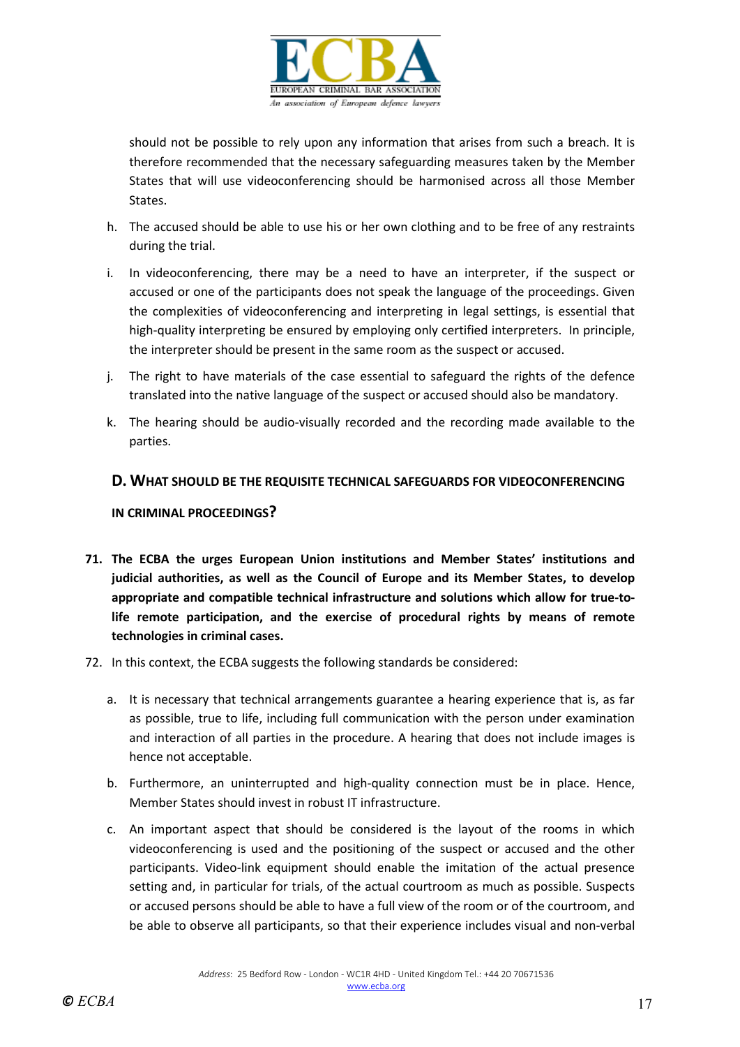should not be possible to rely upon any information that arises from such a breach. It is therefore recommended that the necessary safeguarding measures taken by the Member States that will use videoconferencing should be harmonised across all those Member States.

h. The accused should be able to use his or her own clothing and to be free of any restraints during the trial.

i. In videoconferencing, there may be a need to have an interpreter, if the suspect or accused or one of the participants does not speak the language of the proceedings. Given the complexities of videoconferencing and interpreting in legal settings, is essential that high-quality interpreting be ensured by employing only certified interpreters. In principle, the interpreter should be present in the same room as the suspect or accused.

j. The right to have materials of the case essential to safeguard the rights of the defence translated into the native language of the suspect or accused should also be mandatory.

k. The hearing should be audio-visually recorded and the recording made available to the parties.

### D. WHAT SHOULD BE THE REQUISITE TECHNICAL SAFEGUARDS FOR VIDEOCONFERENCING IN CRIMINAL PROCEEDINGS?

**71. The ECBA the urges European Union institutions and Member States' institutions and judicial authorities, as well as the Council of Europe and its Member States, to develop appropriate and compatible technical infrastructure and solutions which allow for true-to-life remote participation, and the exercise of procedural rights by means of remote technologies in criminal cases.**

72. In this context, the ECBA suggests the following standards be considered:

a. It is necessary that technical arrangements guarantee a hearing experience that is, as far as possible, true to life, including full communication with the person under examination and interaction of all parties in the procedure. A hearing that does not include images is hence not acceptable.

b. Furthermore, an uninterrupted and high-quality connection must be in place. Hence, Member States should invest in robust IT infrastructure.

c. An important aspect that should be considered is the layout of the rooms in which videoconferencing is used and the positioning of the suspect or accused and the other participants. Video-link equipment should enable the imitation of the actual presence setting and, in particular for trials, of the actual courtroom as much as possible. Suspects or accused persons should be able to have a full view of the room or of the courtroom, and be able to observe all participants, so that their experience includes visual and non-verbal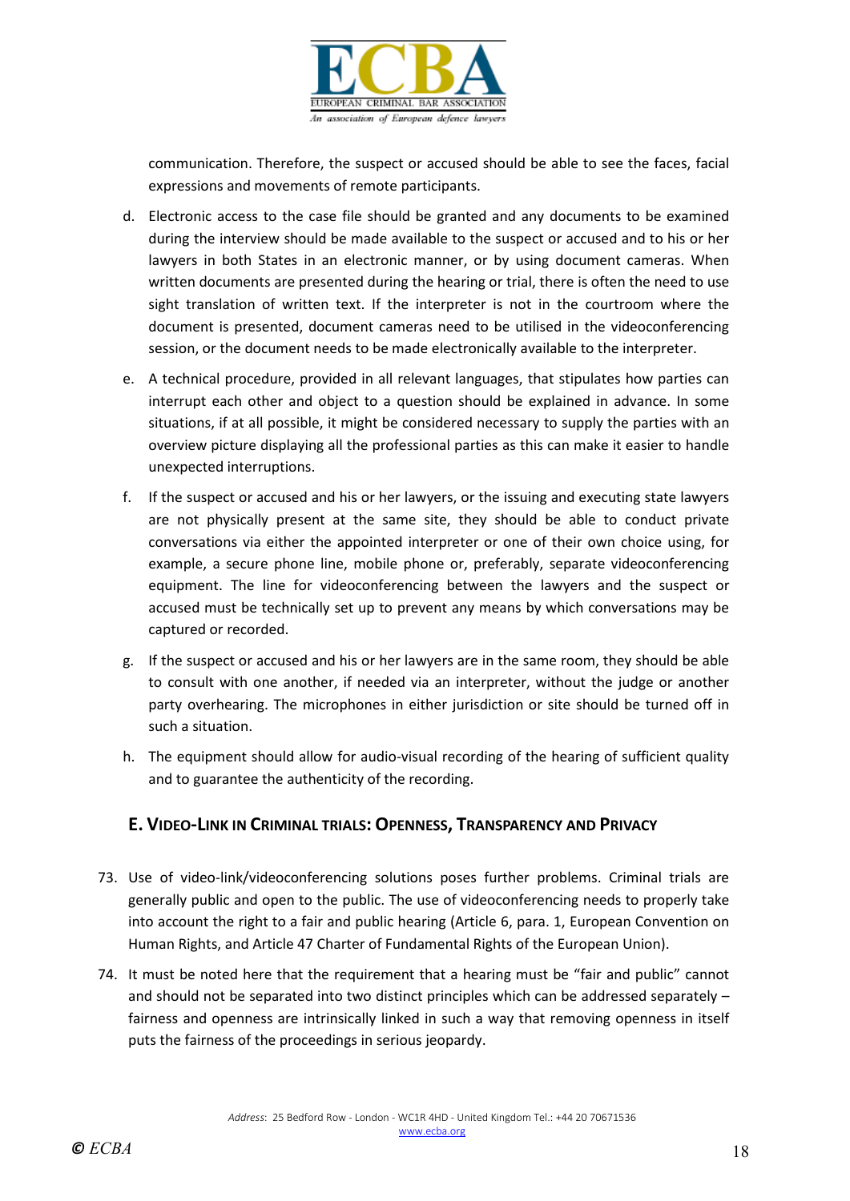communication. Therefore, the suspect or accused should be able to see the faces, facial expressions and movements of remote participants.

d. Electronic access to the case file should be granted and any documents to be examined during the interview should be made available to the suspect or accused and to his or her lawyers in both States in an electronic manner, or by using document cameras. When written documents are presented during the hearing or trial, there is often the need to use sight translation of written text. If the interpreter is not in the courtroom where the document is presented, document cameras need to be utilised in the videoconferencing session, or the document needs to be made electronically available to the interpreter.

e. A technical procedure, provided in all relevant languages, that stipulates how parties can interrupt each other and object to a question should be explained in advance. In some situations, if at all possible, it might be considered necessary to supply the parties with an overview picture displaying all the professional parties as this can make it easier to handle unexpected interruptions.

f. If the suspect or accused and his or her lawyers, or the issuing and executing state lawyers are not physically present at the same site, they should be able to conduct private conversations via either the appointed interpreter or one of their own choice using, for example, a secure phone line, mobile phone or, preferably, separate videoconferencing equipment. The line for videoconferencing between the lawyers and the suspect or accused must be technically set up to prevent any means by which conversations may be captured or recorded.

g. If the suspect or accused and his or her lawyers are in the same room, they should be able to consult with one another, if needed via an interpreter, without the judge or another party overhearing. The microphones in either jurisdiction or site should be turned off in such a situation.

h. The equipment should allow for audio-visual recording of the hearing of sufficient quality and to guarantee the authenticity of the recording.

## E. Video-Link in Criminal trials: Openness, Transparency and Privacy

73. Use of video-link/videoconferencing solutions poses further problems. Criminal trials are generally public and open to the public. The use of videoconferencing needs to properly take into account the right to a fair and public hearing (Article 6, para. 1, European Convention on Human Rights, and Article 47 Charter of Fundamental Rights of the European Union).

74. It must be noted here that the requirement that a hearing must be "fair and public" cannot and should not be separated into two distinct principles which can be addressed separately – fairness and openness are intrinsically linked in such a way that removing openness in itself puts the fairness of the proceedings in serious jeopardy.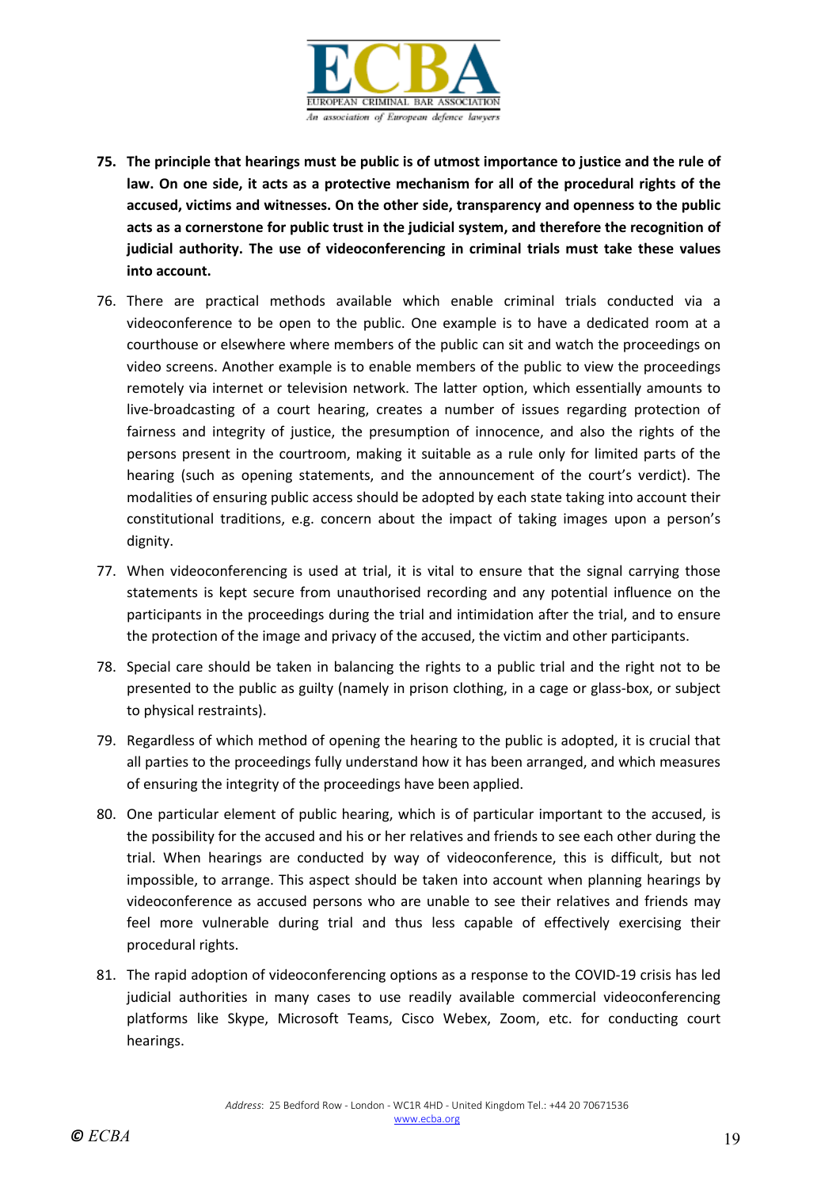75. **The principle that hearings must be public is of utmost importance to justice and the rule of law. On one side, it acts as a protective mechanism for all of the procedural rights of the accused, victims and witnesses. On the other side, transparency and openness to the public acts as a cornerstone for public trust in the judicial system, and therefore the recognition of judicial authority. The use of videoconferencing in criminal trials must take these values into account.**

76. There are practical methods available which enable criminal trials conducted via a videoconference to be open to the public. One example is to have a dedicated room at a courthouse or elsewhere where members of the public can sit and watch the proceedings on video screens. Another example is to enable members of the public to view the proceedings remotely via internet or television network. The latter option, which essentially amounts to live-broadcasting of a court hearing, creates a number of issues regarding protection of fairness and integrity of justice, the presumption of innocence, and also the rights of the persons present in the courtroom, making it suitable as a rule only for limited parts of the hearing (such as opening statements, and the announcement of the court's verdict). The modalities of ensuring public access should be adopted by each state taking into account their constitutional traditions, e.g. concern about the impact of taking images upon a person's dignity.

77. When videoconferencing is used at trial, it is vital to ensure that the signal carrying those statements is kept secure from unauthorised recording and any potential influence on the participants in the proceedings during the trial and intimidation after the trial, and to ensure the protection of the image and privacy of the accused, the victim and other participants.

78. Special care should be taken in balancing the rights to a public trial and the right not to be presented to the public as guilty (namely in prison clothing, in a cage or glass-box, or subject to physical restraints).

79. Regardless of which method of opening the hearing to the public is adopted, it is crucial that all parties to the proceedings fully understand how it has been arranged, and which measures of ensuring the integrity of the proceedings have been applied.

80. One particular element of public hearing, which is of particular important to the accused, is the possibility for the accused and his or her relatives and friends to see each other during the trial. When hearings are conducted by way of videoconference, this is difficult, but not impossible, to arrange. This aspect should be taken into account when planning hearings by videoconference as accused persons who are unable to see their relatives and friends may feel more vulnerable during trial and thus less capable of effectively exercising their procedural rights.

81. The rapid adoption of videoconferencing options as a response to the COVID-19 crisis has led judicial authorities in many cases to use readily available commercial videoconferencing platforms like Skype, Microsoft Teams, Cisco Webex, Zoom, etc. for conducting court hearings.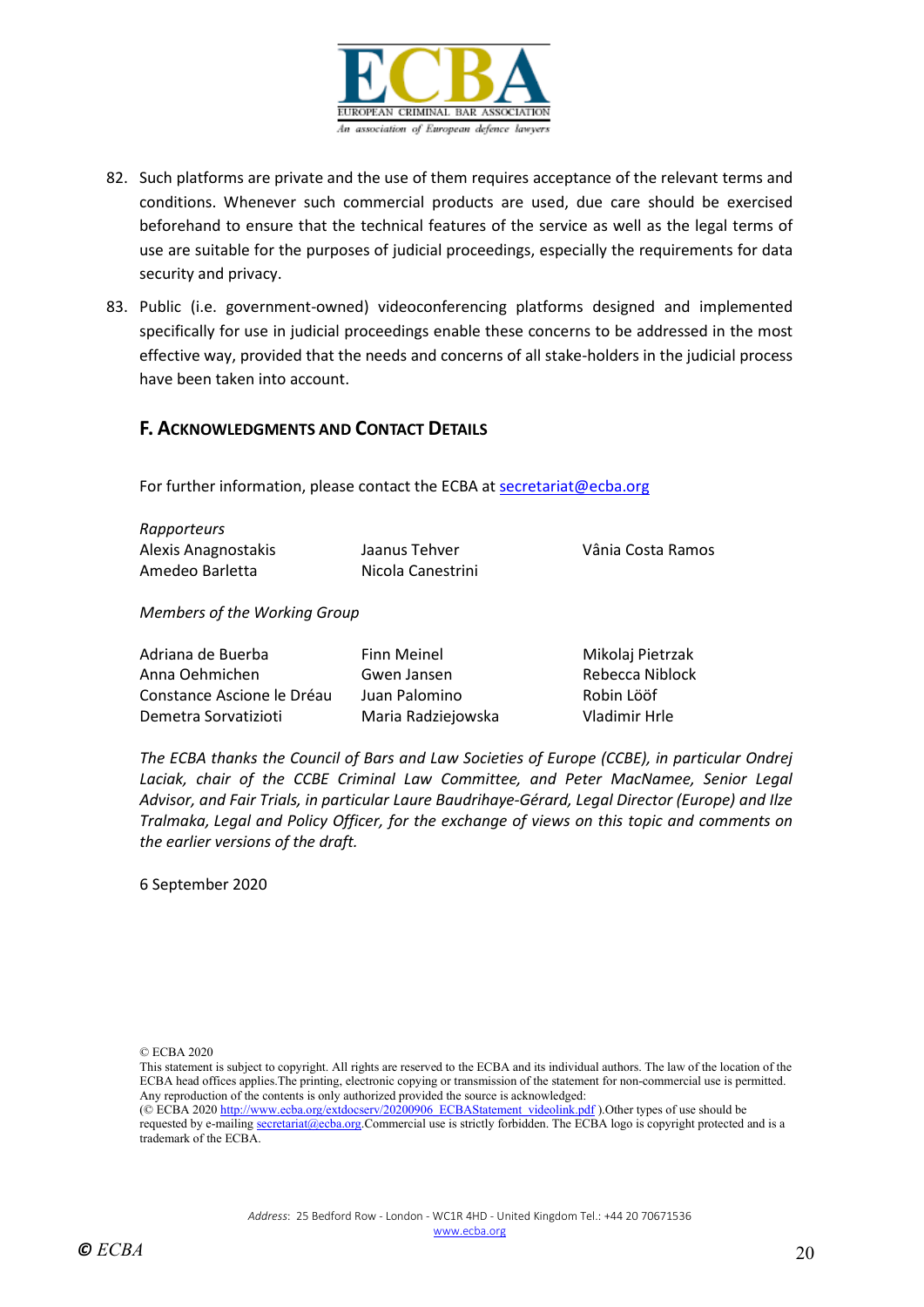82. Such platforms are private and the use of them requires acceptance of the relevant terms and conditions. Whenever such commercial products are used, due care should be exercised beforehand to ensure that the technical features of the service as well as the legal terms of use are suitable for the purposes of judicial proceedings, especially the requirements for data security and privacy.

83. Public (i.e. government-owned) videoconferencing platforms designed and implemented specifically for use in judicial proceedings enable these concerns to be addressed in the most effective way, provided that the needs and concerns of all stake-holders in the judicial process have been taken into account.

## F. Acknowledgments and Contact Details

For further information, please contact the ECBA at secretariat@ecba.org

*Rapporteurs*

Alexis Anagnostakis
Amedeo Barletta
Jaanus Tehver
Nicola Canestrini
Vânia Costa Ramos

*Members of the Working Group*

Adriana de Buerba
Anna Oehmichen
Constance Ascione le Dréau
Demetra Sorvatizioti
Finn Meinel
Gwen Jansen
Juan Palomino
Maria Radziejowska
Mikolaj Pietrzak
Rebecca Niblock
Robin Lööf
Vladimir Hrle

*The ECBA thanks the Council of Bars and Law Societies of Europe (CCBE), in particular Ondrej Laciak, chair of the CCBE Criminal Law Committee, and Peter MacNamee, Senior Legal Advisor, and Fair Trials, in particular Laure Baudrihaye-Gérard, Legal Director (Europe) and Ilze Tralmaka, Legal and Policy Officer, for the exchange of views on this topic and comments on the earlier versions of the draft.*

6 September 2020

© ECBA 2020
This statement is subject to copyright. All rights are reserved to the ECBA and its individual authors. The law of the location of the ECBA head offices applies.The printing, electronic copying or transmission of the statement for non-commercial use is permitted. Any reproduction of the contents is only authorized provided the source is acknowledged:
(© ECBA 2020 http://www.ecba.org/extdocserv/20200906_ECBAStatement_videolink.pdf ).Other types of use should be requested by e-mailing secretariat@ecba.org.Commercial use is strictly forbidden. The ECBA logo is copyright protected and is a trademark of the ECBA.

*Address*: 25 Bedford Row - London - WC1R 4HD - United Kingdom Tel.: +44 20 70671536
www.ecba.org